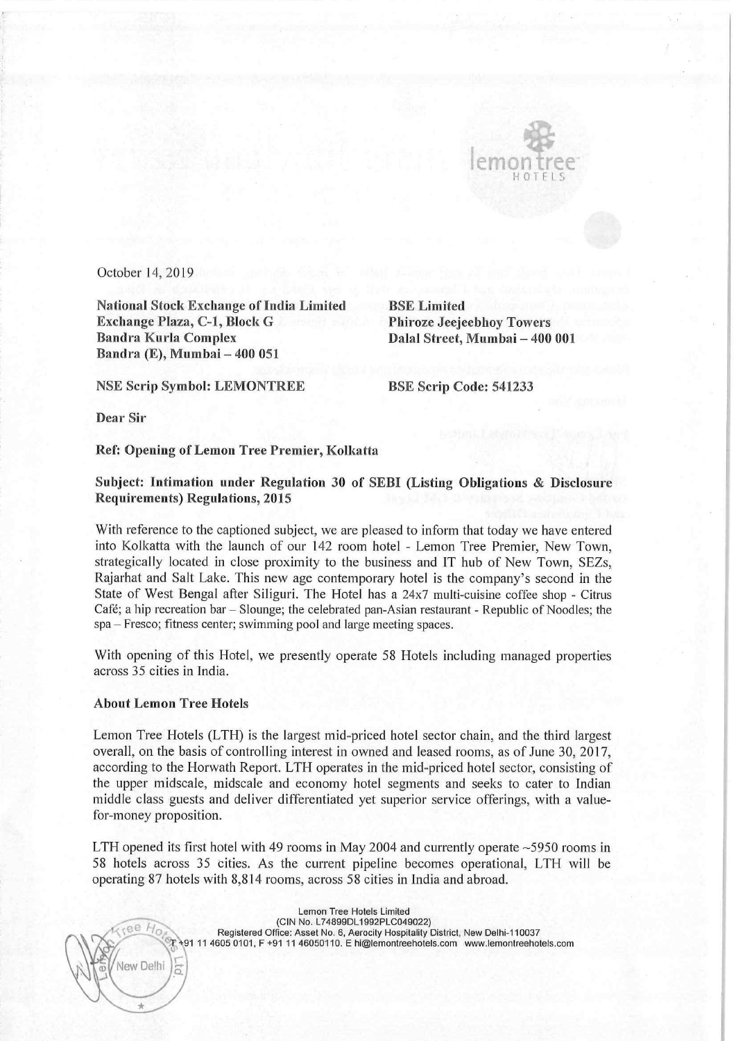October 14, 2019

**National Stock Exchange of India Limited**
**Exchange Plaza, C-1, Block G**
**Bandra Kurla Complex**
**Bandra (E), Mumbai – 400 051**

**BSE Limited**
**Phiroze Jeejeebhoy Towers**
**Dalal Street, Mumbai – 400 001**

**NSE Scrip Symbol: LEMONTREE**

**BSE Scrip Code: 541233**

**Dear Sir**

**Ref: Opening of Lemon Tree Premier, Kolkatta**

**Subject: Intimation under Regulation 30 of SEBI (Listing Obligations & Disclosure Requirements) Regulations, 2015**

With reference to the captioned subject, we are pleased to inform that today we have entered into Kolkatta with the launch of our 142 room hotel - Lemon Tree Premier, New Town, strategically located in close proximity to the business and IT hub of New Town, SEZs, Rajarhat and Salt Lake. This new age contemporary hotel is the company's second in the State of West Bengal after Siliguri. The Hotel has a 24x7 multi-cuisine coffee shop - Citrus Café; a hip recreation bar – Slounge; the celebrated pan-Asian restaurant - Republic of Noodles; the spa – Fresco; fitness center; swimming pool and large meeting spaces.

With opening of this Hotel, we presently operate 58 Hotels including managed properties across 35 cities in India.

**About Lemon Tree Hotels**

Lemon Tree Hotels (LTH) is the largest mid-priced hotel sector chain, and the third largest overall, on the basis of controlling interest in owned and leased rooms, as of June 30, 2017, according to the Horwath Report. LTH operates in the mid-priced hotel sector, consisting of the upper midscale, midscale and economy hotel segments and seeks to cater to Indian middle class guests and deliver differentiated yet superior service offerings, with a value-for-money proposition.

LTH opened its first hotel with 49 rooms in May 2004 and currently operate ~5950 rooms in 58 hotels across 35 cities. As the current pipeline becomes operational, LTH will be operating 87 hotels with 8,814 rooms, across 58 cities in India and abroad.

Lemon Tree Hotels Limited
(CIN No. L74899DL1992PLC049022)
Registered Office: Asset No. 6, Aerocity Hospitality District, New Delhi-110037
T +91 11 4605 0101, F +91 11 46050110. E hi@lemontreehotels.com www.lemontreehotels.com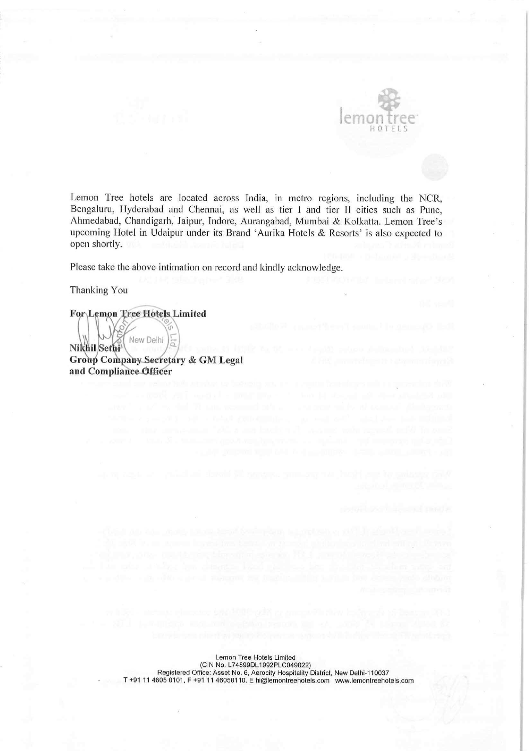Lemon Tree hotels are located across India, in metro regions, including the NCR, Bengaluru, Hyderabad and Chennai, as well as tier I and tier II cities such as Pune, Ahmedabad, Chandigarh, Jaipur, Indore, Aurangabad, Mumbai & Kolkatta. Lemon Tree's upcoming Hotel in Udaipur under its Brand 'Aurika Hotels & Resorts' is also expected to open shortly.

Please take the above intimation on record and kindly acknowledge.

Thanking You

**For Lemon Tree Hotels Limited**

**Nikhil Sethi**
**Group Company Secretary & GM Legal and Compliance Officer**

Lemon Tree Hotels Limited
(CIN No. L74899DL1992PLC049022)
Registered Office: Asset No. 6, Aerocity Hospitality District, New Delhi-110037
T +91 11 4605 0101, F +91 11 46050110. E hi@lemontreehotels.com www.lemontreehotels.com